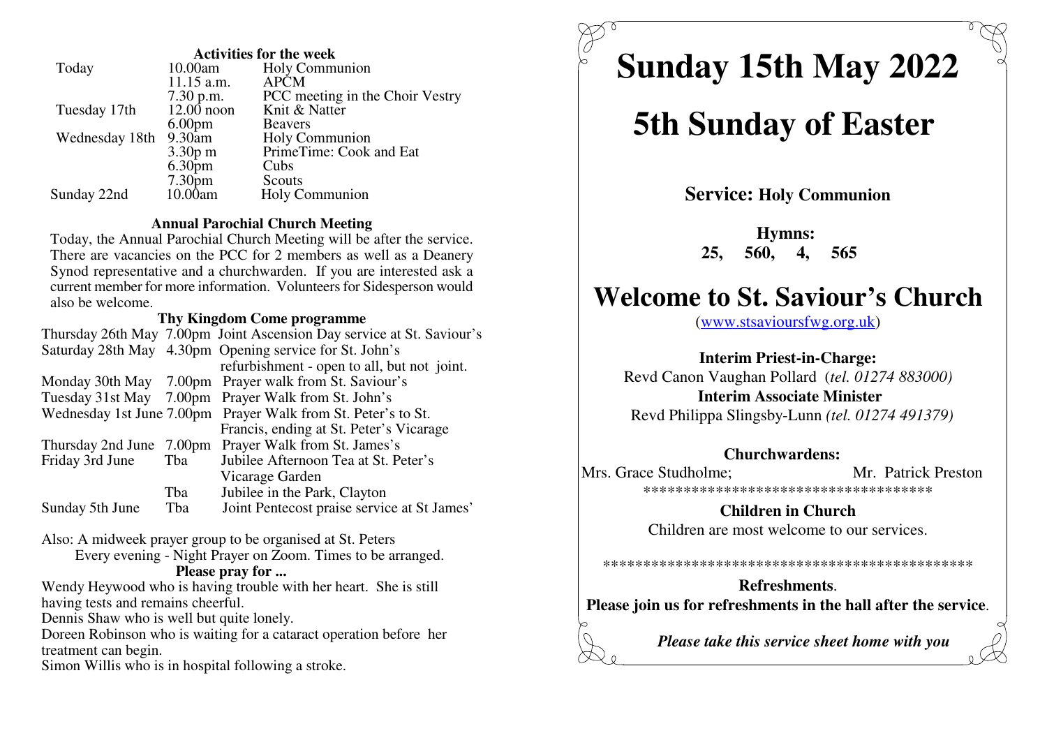### Activities for the week

| | | |
|---|---|---|
| Today | 10.00am | Holy Communion |
| | 11.15 a.m. | APCM |
| | 7.30 p.m. | PCC meeting in the Choir Vestry |
| Tuesday 17th | 12.00 noon | Knit & Natter |
| | 6.00pm | Beavers |
| Wednesday 18th | 9.30am | Holy Communion |
| | 3.30p m | PrimeTime: Cook and Eat |
| | 6.30pm | Cubs |
| | 7.30pm | Scouts |
| Sunday 22nd | 10.00am | Holy Communion |

### Annual Parochial Church Meeting

Today, the Annual Parochial Church Meeting will be after the service. There are vacancies on the PCC for 2 members as well as a Deanery Synod representative and a churchwarden. If you are interested ask a current member for more information. Volunteers for Sidesperson would also be welcome.

### Thy Kingdom Come programme

| | | |
|---|---|---|
| Thursday 26th May | 7.00pm | Joint Ascension Day service at St. Saviour's |
| Saturday 28th May | 4.30pm | Opening service for St. John's refurbishment - open to all, but not joint. |
| Monday 30th May | 7.00pm | Prayer walk from St. Saviour's |
| Tuesday 31st May | 7.00pm | Prayer Walk from St. John's |
| Wednesday 1st June | 7.00pm | Prayer Walk from St. Peter's to St. Francis, ending at St. Peter's Vicarage |
| Thursday 2nd June | 7.00pm | Prayer Walk from St. James's |
| Friday 3rd June | Tba | Jubilee Afternoon Tea at St. Peter's Vicarage Garden |
| | Tba | Jubilee in the Park, Clayton |
| Sunday 5th June | Tba | Joint Pentecost praise service at St James' |

Also: A midweek prayer group to be organised at St. Peters

Every evening - Night Prayer on Zoom. Times to be arranged.

### Please pray for ...

Wendy Heywood who is having trouble with her heart. She is still having tests and remains cheerful.

Dennis Shaw who is well but quite lonely.

Doreen Robinson who is waiting for a cataract operation before her treatment can begin.

Simon Willis who is in hospital following a stroke.

# Sunday 15th May 2022

# 5th Sunday of Easter

**Service: Holy Communion**

**Hymns:**
**25, 560, 4, 565**

# Welcome to St. Saviour's Church

(www.stsavioursfwg.org.uk)

**Interim Priest-in-Charge:**
Revd Canon Vaughan Pollard (*tel. 01274 883000)*

**Interim Associate Minister**
Revd Philippa Slingsby-Lunn *(tel. 01274 491379)*

**Churchwardens:**
Mrs. Grace Studholme; Mr. Patrick Preston

*************************************

**Children in Church**
Children are most welcome to our services.

**********************************************

**Refreshments**.
**Please join us for refreshments in the hall after the service**.

***Please take this service sheet home with you***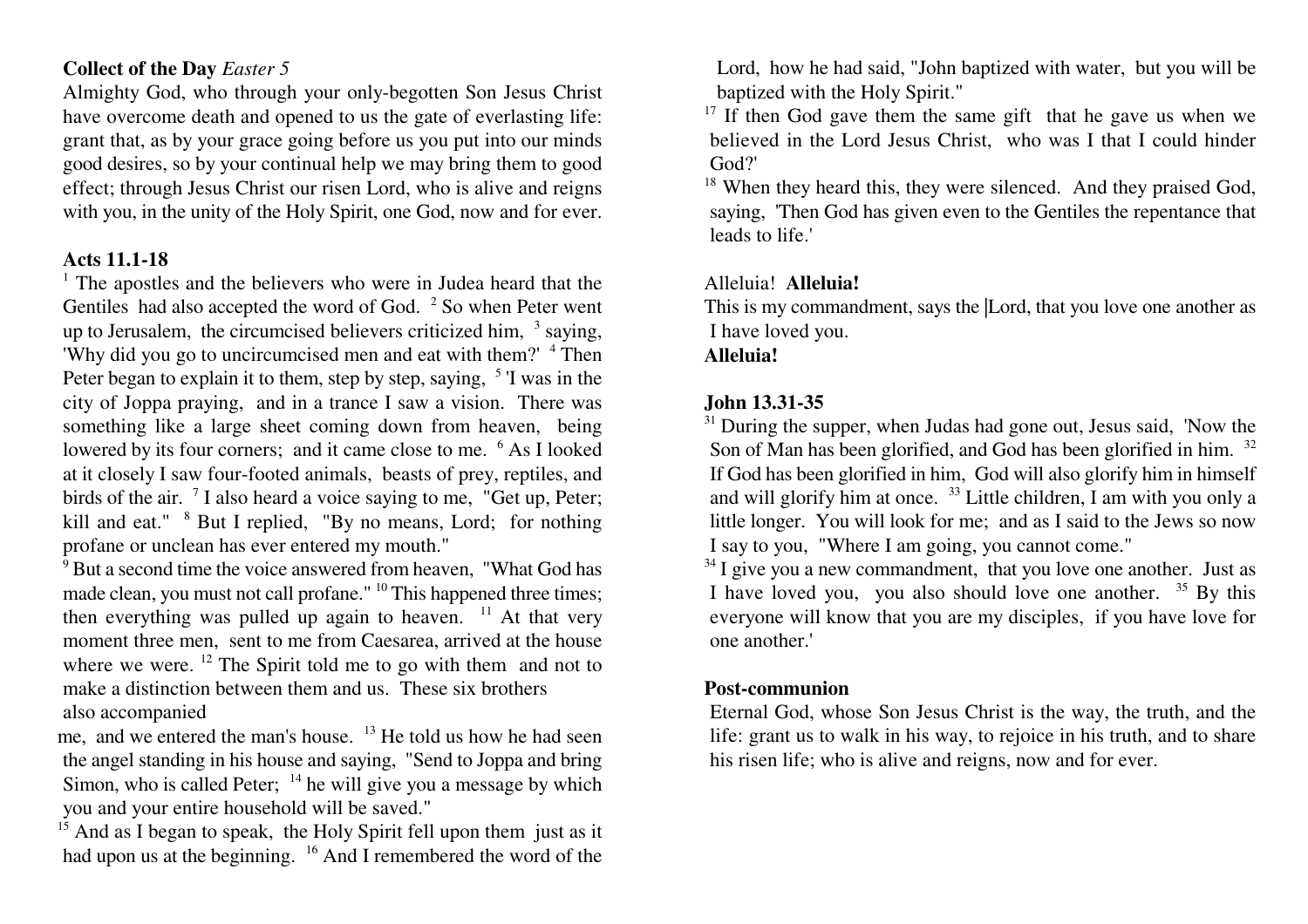**Collect of the Day** *Easter 5*

Almighty God, who through your only-begotten Son Jesus Christ have overcome death and opened to us the gate of everlasting life: grant that, as by your grace going before us you put into our minds good desires, so by your continual help we may bring them to good effect; through Jesus Christ our risen Lord, who is alive and reigns with you, in the unity of the Holy Spirit, one God, now and for ever.

**Acts 11.1-18**

[1] The apostles and the believers who were in Judea heard that the Gentiles had also accepted the word of God. [2] So when Peter went up to Jerusalem, the circumcised believers criticized him, [3] saying, 'Why did you go to uncircumcised men and eat with them?' [4] Then Peter began to explain it to them, step by step, saying, [5] 'I was in the city of Joppa praying, and in a trance I saw a vision. There was something like a large sheet coming down from heaven, being lowered by its four corners; and it came close to me. [6] As I looked at it closely I saw four-footed animals, beasts of prey, reptiles, and birds of the air. [7] I also heard a voice saying to me, "Get up, Peter; kill and eat." [8] But I replied, "By no means, Lord; for nothing profane or unclean has ever entered my mouth."

[9] But a second time the voice answered from heaven, "What God has made clean, you must not call profane." [10] This happened three times; then everything was pulled up again to heaven. [11] At that very moment three men, sent to me from Caesarea, arrived at the house where we were. [12] The Spirit told me to go with them and not to make a distinction between them and us. These six brothers also accompanied me, and we entered the man's house. [13] He told us how he had seen the angel standing in his house and saying, "Send to Joppa and bring Simon, who is called Peter; [14] he will give you a message by which you and your entire household will be saved."

[15] And as I began to speak, the Holy Spirit fell upon them just as it had upon us at the beginning. [16] And I remembered the word of the Lord, how he had said, "John baptized with water, but you will be baptized with the Holy Spirit."

[17] If then God gave them the same gift that he gave us when we believed in the Lord Jesus Christ, who was I that I could hinder God?'

[18] When they heard this, they were silenced. And they praised God, saying, 'Then God has given even to the Gentiles the repentance that leads to life.'

Alleluia! **Alleluia!**

This is my commandment, says the Lord, that you love one another as I have loved you.

**Alleluia!**

**John 13.31-35**

[31] During the supper, when Judas had gone out, Jesus said, 'Now the Son of Man has been glorified, and God has been glorified in him. [32] If God has been glorified in him, God will also glorify him in himself and will glorify him at once. [33] Little children, I am with you only a little longer. You will look for me; and as I said to the Jews so now I say to you, "Where I am going, you cannot come."

[34] I give you a new commandment, that you love one another. Just as I have loved you, you also should love one another. [35] By this everyone will know that you are my disciples, if you have love for one another.'

**Post-communion**

Eternal God, whose Son Jesus Christ is the way, the truth, and the life: grant us to walk in his way, to rejoice in his truth, and to share his risen life; who is alive and reigns, now and for ever.